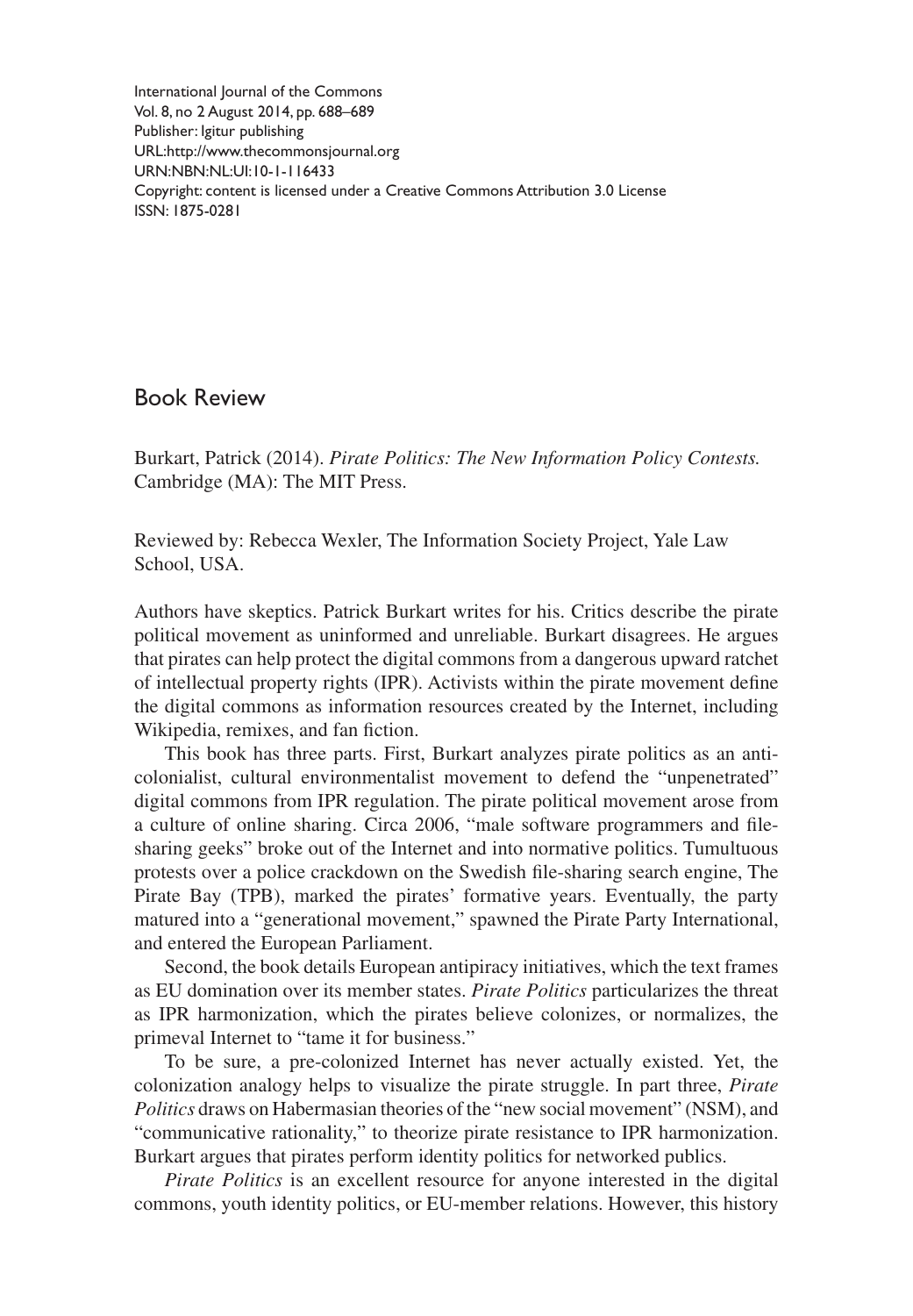International Journal of the Commons
Vol. 8, no 2 August 2014, pp. 688–689
Publisher: Igitur publishing
URL:http://www.thecommonsjournal.org
URN:NBN:NL:UI:10-1-116433
Copyright: content is licensed under a Creative Commons Attribution 3.0 License
ISSN: 1875-0281

## Book Review

Burkart, Patrick (2014). *Pirate Politics: The New Information Policy Contests.* Cambridge (MA): The MIT Press.

Reviewed by: Rebecca Wexler, The Information Society Project, Yale Law School, USA.

Authors have skeptics. Patrick Burkart writes for his. Critics describe the pirate political movement as uninformed and unreliable. Burkart disagrees. He argues that pirates can help protect the digital commons from a dangerous upward ratchet of intellectual property rights (IPR). Activists within the pirate movement define the digital commons as information resources created by the Internet, including Wikipedia, remixes, and fan fiction.

This book has three parts. First, Burkart analyzes pirate politics as an anti-colonialist, cultural environmentalist movement to defend the "unpenetrated" digital commons from IPR regulation. The pirate political movement arose from a culture of online sharing. Circa 2006, "male software programmers and file-sharing geeks" broke out of the Internet and into normative politics. Tumultuous protests over a police crackdown on the Swedish file-sharing search engine, The Pirate Bay (TPB), marked the pirates' formative years. Eventually, the party matured into a "generational movement," spawned the Pirate Party International, and entered the European Parliament.

Second, the book details European antipiracy initiatives, which the text frames as EU domination over its member states. *Pirate Politics* particularizes the threat as IPR harmonization, which the pirates believe colonizes, or normalizes, the primeval Internet to "tame it for business."

To be sure, a pre-colonized Internet has never actually existed. Yet, the colonization analogy helps to visualize the pirate struggle. In part three, *Pirate Politics* draws on Habermasian theories of the "new social movement" (NSM), and "communicative rationality," to theorize pirate resistance to IPR harmonization. Burkart argues that pirates perform identity politics for networked publics.

*Pirate Politics* is an excellent resource for anyone interested in the digital commons, youth identity politics, or EU-member relations. However, this history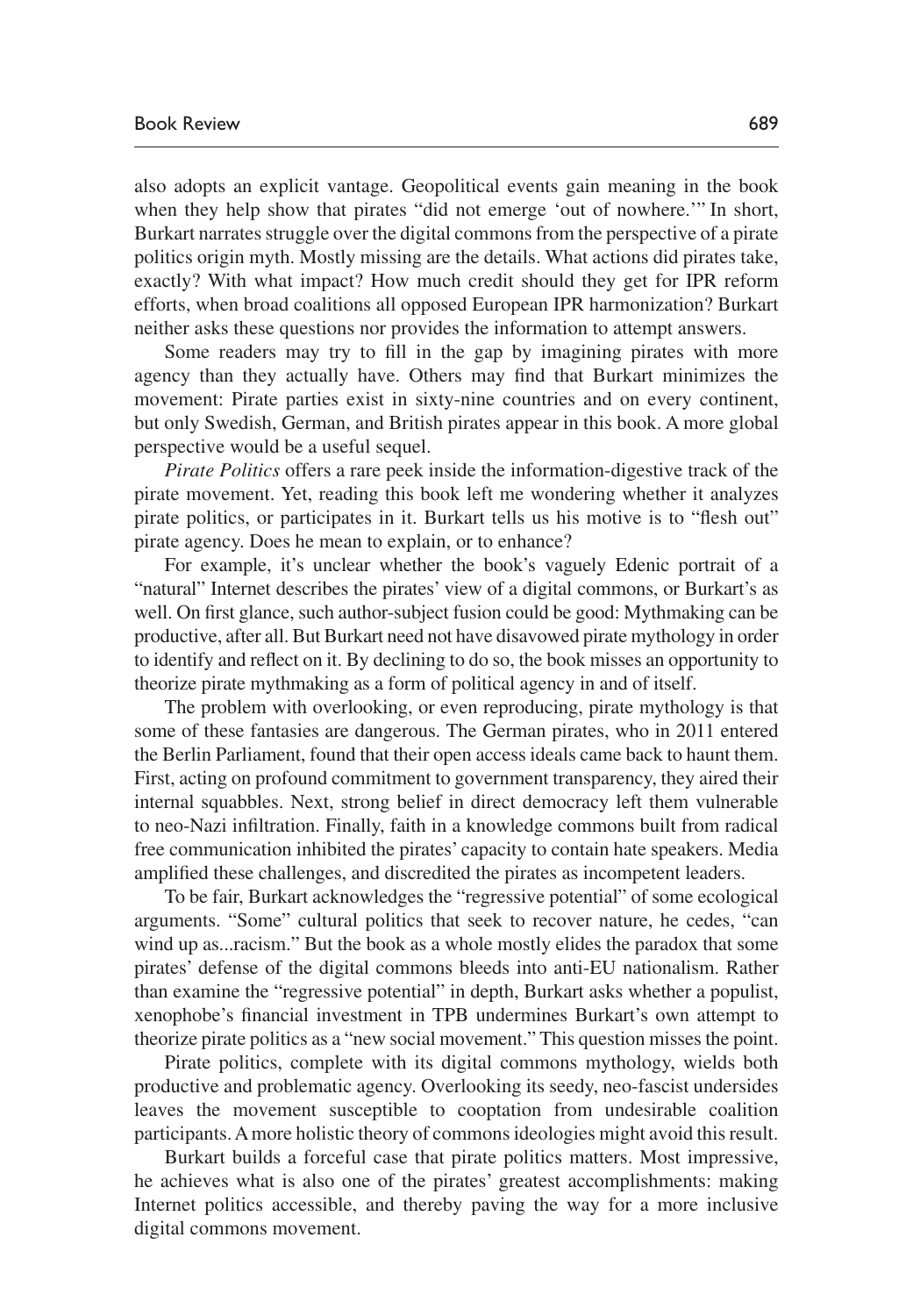also adopts an explicit vantage. Geopolitical events gain meaning in the book when they help show that pirates "did not emerge 'out of nowhere.'" In short, Burkart narrates struggle over the digital commons from the perspective of a pirate politics origin myth. Mostly missing are the details. What actions did pirates take, exactly? With what impact? How much credit should they get for IPR reform efforts, when broad coalitions all opposed European IPR harmonization? Burkart neither asks these questions nor provides the information to attempt answers.

Some readers may try to fill in the gap by imagining pirates with more agency than they actually have. Others may find that Burkart minimizes the movement: Pirate parties exist in sixty-nine countries and on every continent, but only Swedish, German, and British pirates appear in this book. A more global perspective would be a useful sequel.

*Pirate Politics* offers a rare peek inside the information-digestive track of the pirate movement. Yet, reading this book left me wondering whether it analyzes pirate politics, or participates in it. Burkart tells us his motive is to "flesh out" pirate agency. Does he mean to explain, or to enhance?

For example, it's unclear whether the book's vaguely Edenic portrait of a "natural" Internet describes the pirates' view of a digital commons, or Burkart's as well. On first glance, such author-subject fusion could be good: Mythmaking can be productive, after all. But Burkart need not have disavowed pirate mythology in order to identify and reflect on it. By declining to do so, the book misses an opportunity to theorize pirate mythmaking as a form of political agency in and of itself.

The problem with overlooking, or even reproducing, pirate mythology is that some of these fantasies are dangerous. The German pirates, who in 2011 entered the Berlin Parliament, found that their open access ideals came back to haunt them. First, acting on profound commitment to government transparency, they aired their internal squabbles. Next, strong belief in direct democracy left them vulnerable to neo-Nazi infiltration. Finally, faith in a knowledge commons built from radical free communication inhibited the pirates' capacity to contain hate speakers. Media amplified these challenges, and discredited the pirates as incompetent leaders.

To be fair, Burkart acknowledges the "regressive potential" of some ecological arguments. "Some" cultural politics that seek to recover nature, he cedes, "can wind up as...racism." But the book as a whole mostly elides the paradox that some pirates' defense of the digital commons bleeds into anti-EU nationalism. Rather than examine the "regressive potential" in depth, Burkart asks whether a populist, xenophobe's financial investment in TPB undermines Burkart's own attempt to theorize pirate politics as a "new social movement." This question misses the point.

Pirate politics, complete with its digital commons mythology, wields both productive and problematic agency. Overlooking its seedy, neo-fascist undersides leaves the movement susceptible to cooptation from undesirable coalition participants. A more holistic theory of commons ideologies might avoid this result.

Burkart builds a forceful case that pirate politics matters. Most impressive, he achieves what is also one of the pirates' greatest accomplishments: making Internet politics accessible, and thereby paving the way for a more inclusive digital commons movement.